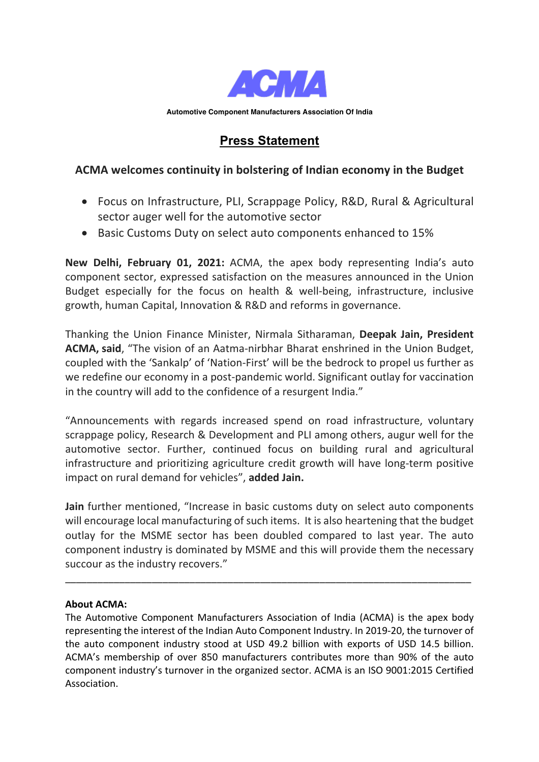# ACMA

**Automotive Component Manufacturers Association Of India**

## Press Statement

### ACMA welcomes continuity in bolstering of Indian economy in the Budget

- Focus on Infrastructure, PLI, Scrappage Policy, R&D, Rural & Agricultural sector auger well for the automotive sector
- Basic Customs Duty on select auto components enhanced to 15%

**New Delhi, February 01, 2021:** ACMA, the apex body representing India's auto component sector, expressed satisfaction on the measures announced in the Union Budget especially for the focus on health & well-being, infrastructure, inclusive growth, human Capital, Innovation & R&D and reforms in governance.

Thanking the Union Finance Minister, Nirmala Sitharaman, **Deepak Jain, President ACMA, said**, "The vision of an Aatma-nirbhar Bharat enshrined in the Union Budget, coupled with the 'Sankalp' of 'Nation-First' will be the bedrock to propel us further as we redefine our economy in a post-pandemic world. Significant outlay for vaccination in the country will add to the confidence of a resurgent India."

"Announcements with regards increased spend on road infrastructure, voluntary scrappage policy, Research & Development and PLI among others, augur well for the automotive sector. Further, continued focus on building rural and agricultural infrastructure and prioritizing agriculture credit growth will have long-term positive impact on rural demand for vehicles", **added Jain.**

**Jain** further mentioned, "Increase in basic customs duty on select auto components will encourage local manufacturing of such items. It is also heartening that the budget outlay for the MSME sector has been doubled compared to last year. The auto component industry is dominated by MSME and this will provide them the necessary succour as the industry recovers."

---

**About ACMA:**

The Automotive Component Manufacturers Association of India (ACMA) is the apex body representing the interest of the Indian Auto Component Industry. In 2019-20, the turnover of the auto component industry stood at USD 49.2 billion with exports of USD 14.5 billion. ACMA's membership of over 850 manufacturers contributes more than 90% of the auto component industry's turnover in the organized sector. ACMA is an ISO 9001:2015 Certified Association.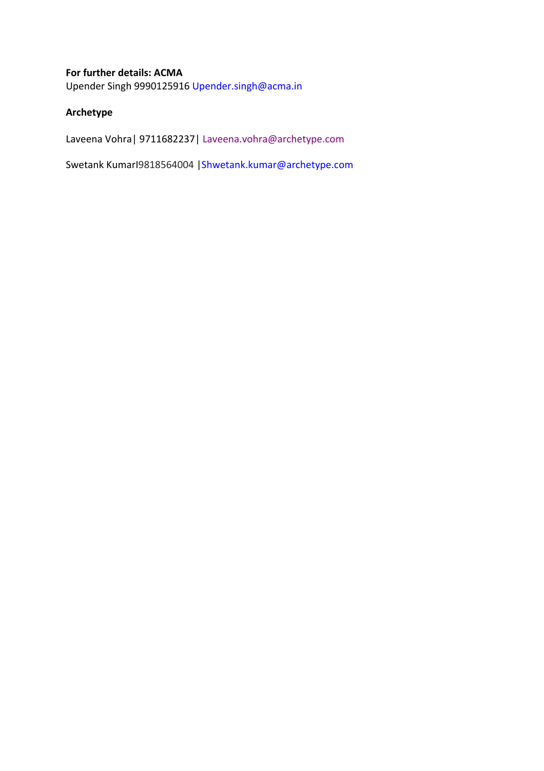**For further details: ACMA**
Upender Singh 9990125916 Upender.singh@acma.in

**Archetype**

Laveena Vohra| 9711682237| Laveena.vohra@archetype.com

Swetank KumarI9818564004 |Shwetank.kumar@archetype.com